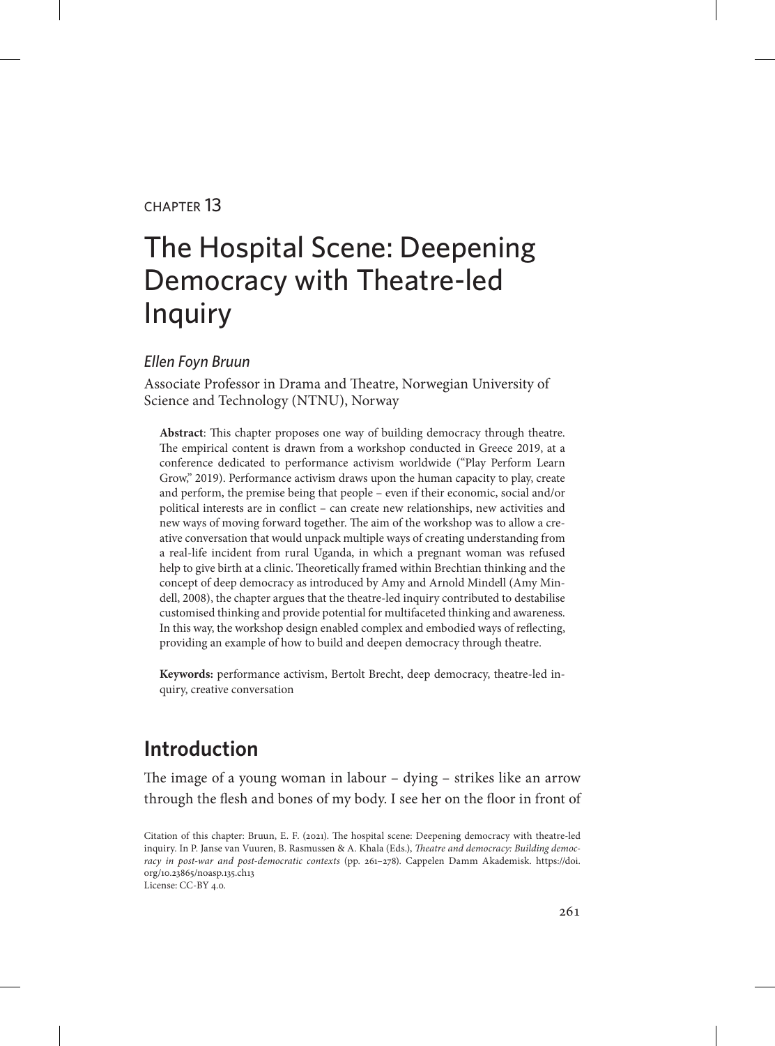CHAPTER 13

# The Hospital Scene: Deepening Democracy with Theatre-led Inquiry

*Ellen Foyn Bruun*

Associate Professor in Drama and Theatre, Norwegian University of Science and Technology (NTNU), Norway

**Abstract**: This chapter proposes one way of building democracy through theatre. The empirical content is drawn from a workshop conducted in Greece 2019, at a conference dedicated to performance activism worldwide ("Play Perform Learn Grow," 2019). Performance activism draws upon the human capacity to play, create and perform, the premise being that people – even if their economic, social and/or political interests are in conflict – can create new relationships, new activities and new ways of moving forward together. The aim of the workshop was to allow a creative conversation that would unpack multiple ways of creating understanding from a real-life incident from rural Uganda, in which a pregnant woman was refused help to give birth at a clinic. Theoretically framed within Brechtian thinking and the concept of deep democracy as introduced by Amy and Arnold Mindell (Amy Mindell, 2008), the chapter argues that the theatre-led inquiry contributed to destabilise customised thinking and provide potential for multifaceted thinking and awareness. In this way, the workshop design enabled complex and embodied ways of reflecting, providing an example of how to build and deepen democracy through theatre.

**Keywords:** performance activism, Bertolt Brecht, deep democracy, theatre-led inquiry, creative conversation

## Introduction

The image of a young woman in labour – dying – strikes like an arrow through the flesh and bones of my body. I see her on the floor in front of

Citation of this chapter: Bruun, E. F. (2021). The hospital scene: Deepening democracy with theatre-led inquiry. In P. Janse van Vuuren, B. Rasmussen & A. Khala (Eds.), *Theatre and democracy: Building democracy in post-war and post-democratic contexts* (pp. 261–278). Cappelen Damm Akademisk. https://doi.org/10.23865/noasp.135.ch13
License: CC-BY 4.0.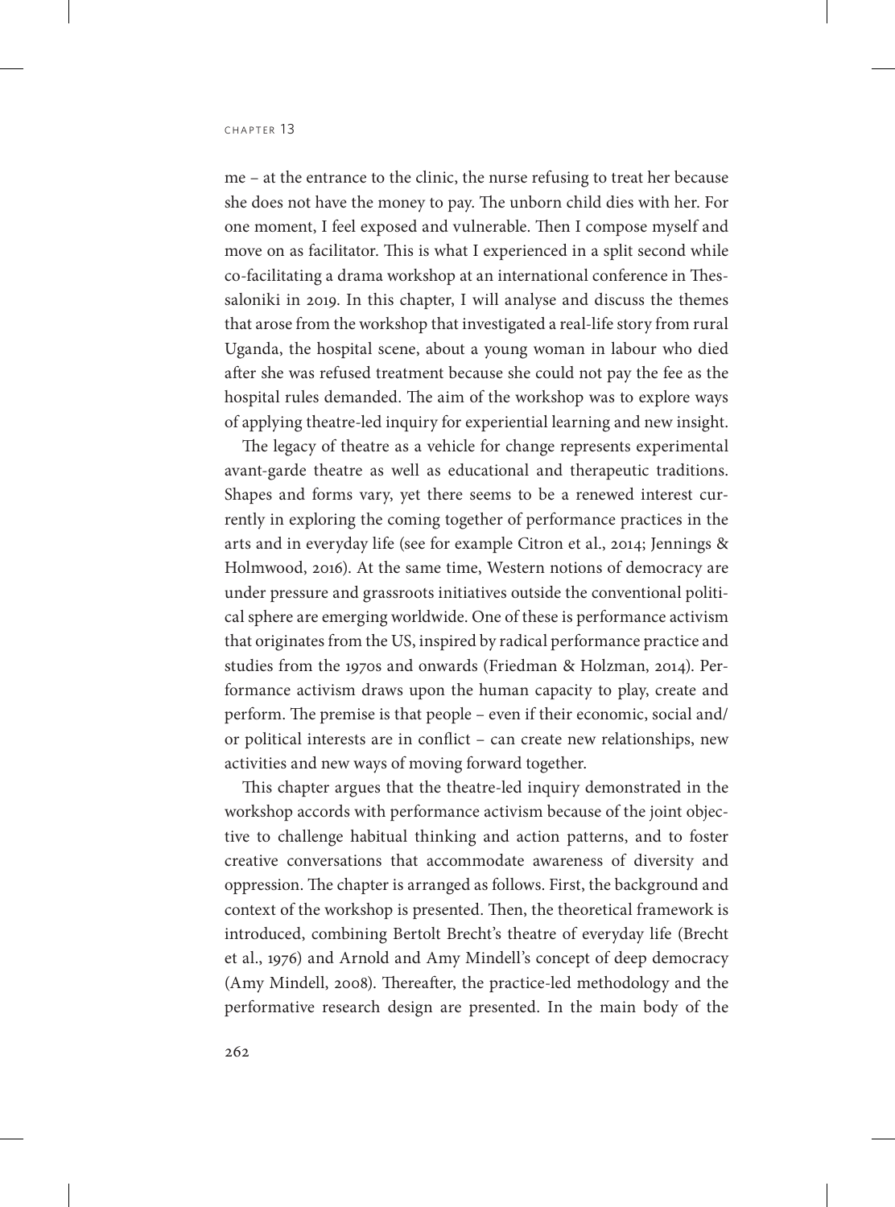me – at the entrance to the clinic, the nurse refusing to treat her because she does not have the money to pay. The unborn child dies with her. For one moment, I feel exposed and vulnerable. Then I compose myself and move on as facilitator. This is what I experienced in a split second while co-facilitating a drama workshop at an international conference in Thessaloniki in 2019. In this chapter, I will analyse and discuss the themes that arose from the workshop that investigated a real-life story from rural Uganda, the hospital scene, about a young woman in labour who died after she was refused treatment because she could not pay the fee as the hospital rules demanded. The aim of the workshop was to explore ways of applying theatre-led inquiry for experiential learning and new insight.

The legacy of theatre as a vehicle for change represents experimental avant-garde theatre as well as educational and therapeutic traditions. Shapes and forms vary, yet there seems to be a renewed interest currently in exploring the coming together of performance practices in the arts and in everyday life (see for example Citron et al., 2014; Jennings & Holmwood, 2016). At the same time, Western notions of democracy are under pressure and grassroots initiatives outside the conventional political sphere are emerging worldwide. One of these is performance activism that originates from the US, inspired by radical performance practice and studies from the 1970s and onwards (Friedman & Holzman, 2014). Performance activism draws upon the human capacity to play, create and perform. The premise is that people – even if their economic, social and/or political interests are in conflict – can create new relationships, new activities and new ways of moving forward together.

This chapter argues that the theatre-led inquiry demonstrated in the workshop accords with performance activism because of the joint objective to challenge habitual thinking and action patterns, and to foster creative conversations that accommodate awareness of diversity and oppression. The chapter is arranged as follows. First, the background and context of the workshop is presented. Then, the theoretical framework is introduced, combining Bertolt Brecht's theatre of everyday life (Brecht et al., 1976) and Arnold and Amy Mindell's concept of deep democracy (Amy Mindell, 2008). Thereafter, the practice-led methodology and the performative research design are presented. In the main body of the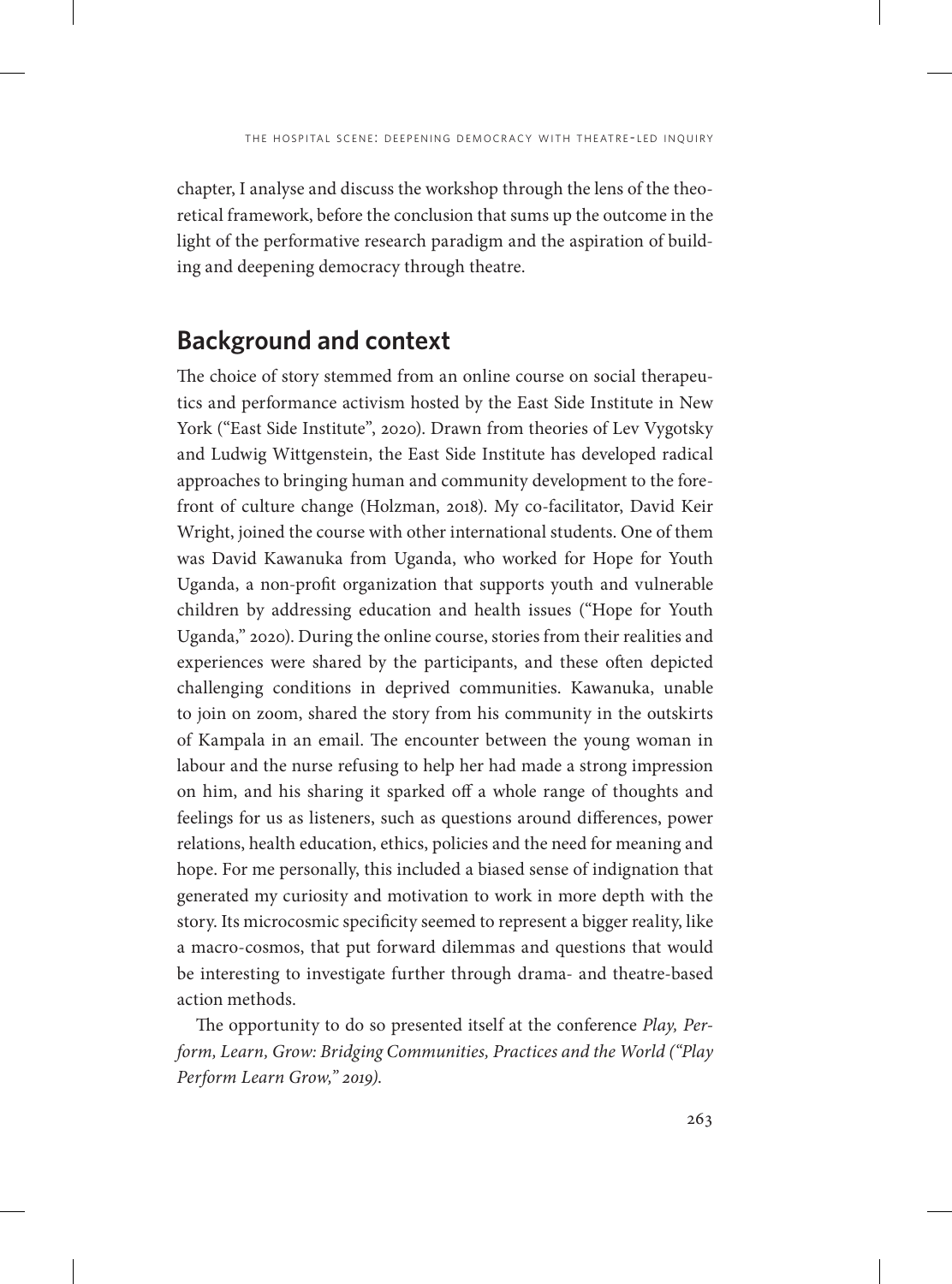chapter, I analyse and discuss the workshop through the lens of the theoretical framework, before the conclusion that sums up the outcome in the light of the performative research paradigm and the aspiration of building and deepening democracy through theatre.

## Background and context

The choice of story stemmed from an online course on social therapeutics and performance activism hosted by the East Side Institute in New York ("East Side Institute", 2020). Drawn from theories of Lev Vygotsky and Ludwig Wittgenstein, the East Side Institute has developed radical approaches to bringing human and community development to the forefront of culture change (Holzman, 2018). My co-facilitator, David Keir Wright, joined the course with other international students. One of them was David Kawanuka from Uganda, who worked for Hope for Youth Uganda, a non-profit organization that supports youth and vulnerable children by addressing education and health issues ("Hope for Youth Uganda," 2020). During the online course, stories from their realities and experiences were shared by the participants, and these often depicted challenging conditions in deprived communities. Kawanuka, unable to join on zoom, shared the story from his community in the outskirts of Kampala in an email. The encounter between the young woman in labour and the nurse refusing to help her had made a strong impression on him, and his sharing it sparked off a whole range of thoughts and feelings for us as listeners, such as questions around differences, power relations, health education, ethics, policies and the need for meaning and hope. For me personally, this included a biased sense of indignation that generated my curiosity and motivation to work in more depth with the story. Its microcosmic specificity seemed to represent a bigger reality, like a macro-cosmos, that put forward dilemmas and questions that would be interesting to investigate further through drama- and theatre-based action methods.

The opportunity to do so presented itself at the conference *Play, Perform, Learn, Grow: Bridging Communities, Practices and the World ("Play Perform Learn Grow," 2019).*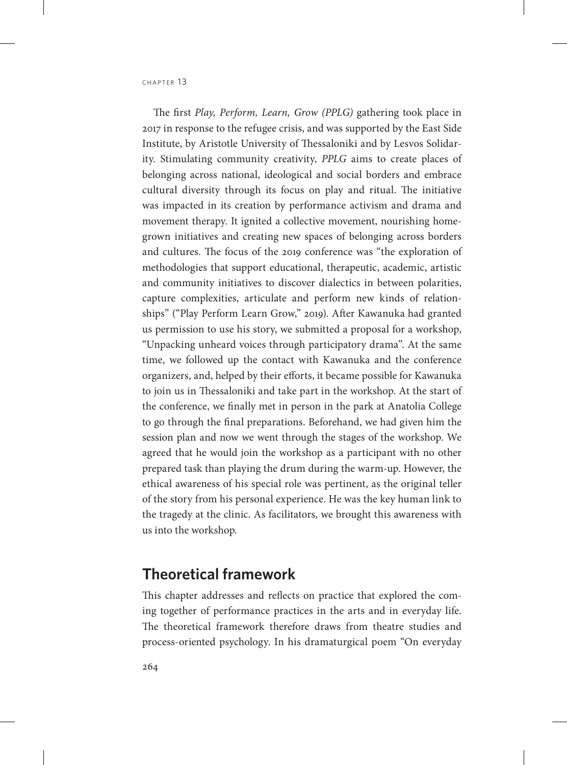The first *Play, Perform, Learn, Grow (PPLG)* gathering took place in 2017 in response to the refugee crisis, and was supported by the East Side Institute, by Aristotle University of Thessaloniki and by Lesvos Solidarity. Stimulating community creativity, *PPLG* aims to create places of belonging across national, ideological and social borders and embrace cultural diversity through its focus on play and ritual. The initiative was impacted in its creation by performance activism and drama and movement therapy. It ignited a collective movement, nourishing home-grown initiatives and creating new spaces of belonging across borders and cultures. The focus of the 2019 conference was "the exploration of methodologies that support educational, therapeutic, academic, artistic and community initiatives to discover dialectics in between polarities, capture complexities, articulate and perform new kinds of relationships" ("Play Perform Learn Grow," 2019). After Kawanuka had granted us permission to use his story, we submitted a proposal for a workshop, "Unpacking unheard voices through participatory drama". At the same time, we followed up the contact with Kawanuka and the conference organizers, and, helped by their efforts, it became possible for Kawanuka to join us in Thessaloniki and take part in the workshop. At the start of the conference, we finally met in person in the park at Anatolia College to go through the final preparations. Beforehand, we had given him the session plan and now we went through the stages of the workshop. We agreed that he would join the workshop as a participant with no other prepared task than playing the drum during the warm-up. However, the ethical awareness of his special role was pertinent, as the original teller of the story from his personal experience. He was the key human link to the tragedy at the clinic. As facilitators, we brought this awareness with us into the workshop.

## Theoretical framework

This chapter addresses and reflects on practice that explored the coming together of performance practices in the arts and in everyday life. The theoretical framework therefore draws from theatre studies and process-oriented psychology. In his dramaturgical poem "On everyday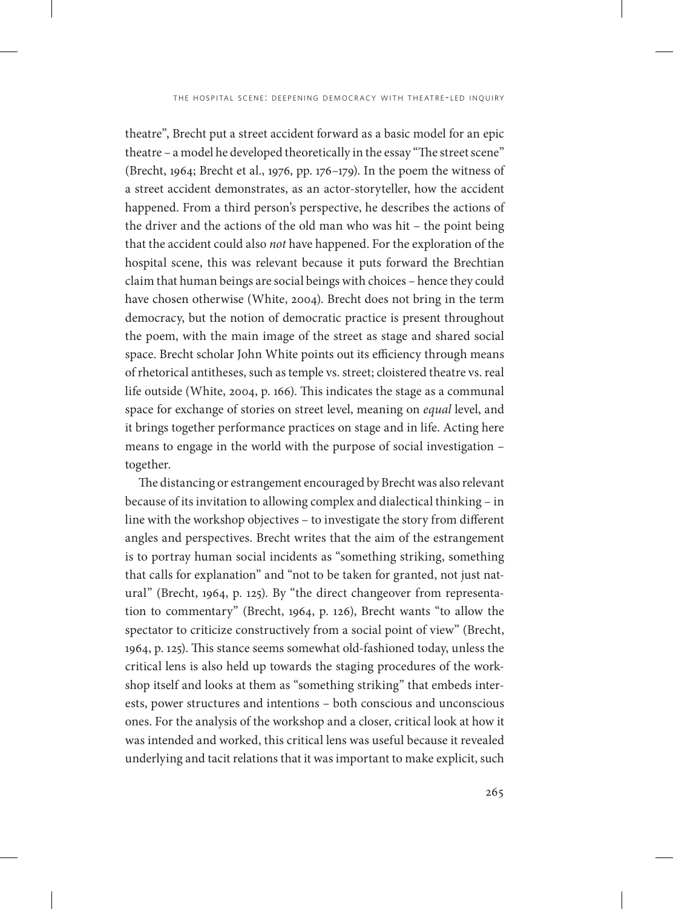theatre", Brecht put a street accident forward as a basic model for an epic theatre – a model he developed theoretically in the essay "The street scene" (Brecht, 1964; Brecht et al., 1976, pp. 176–179). In the poem the witness of a street accident demonstrates, as an actor-storyteller, how the accident happened. From a third person's perspective, he describes the actions of the driver and the actions of the old man who was hit – the point being that the accident could also *not* have happened. For the exploration of the hospital scene, this was relevant because it puts forward the Brechtian claim that human beings are social beings with choices – hence they could have chosen otherwise (White, 2004). Brecht does not bring in the term democracy, but the notion of democratic practice is present throughout the poem, with the main image of the street as stage and shared social space. Brecht scholar John White points out its efficiency through means of rhetorical antitheses, such as temple vs. street; cloistered theatre vs. real life outside (White, 2004, p. 166). This indicates the stage as a communal space for exchange of stories on street level, meaning on *equal* level, and it brings together performance practices on stage and in life. Acting here means to engage in the world with the purpose of social investigation – together.

The distancing or estrangement encouraged by Brecht was also relevant because of its invitation to allowing complex and dialectical thinking – in line with the workshop objectives – to investigate the story from different angles and perspectives. Brecht writes that the aim of the estrangement is to portray human social incidents as "something striking, something that calls for explanation" and "not to be taken for granted, not just natural" (Brecht, 1964, p. 125). By "the direct changeover from representation to commentary" (Brecht, 1964, p. 126), Brecht wants "to allow the spectator to criticize constructively from a social point of view" (Brecht, 1964, p. 125). This stance seems somewhat old-fashioned today, unless the critical lens is also held up towards the staging procedures of the workshop itself and looks at them as "something striking" that embeds interests, power structures and intentions – both conscious and unconscious ones. For the analysis of the workshop and a closer, critical look at how it was intended and worked, this critical lens was useful because it revealed underlying and tacit relations that it was important to make explicit, such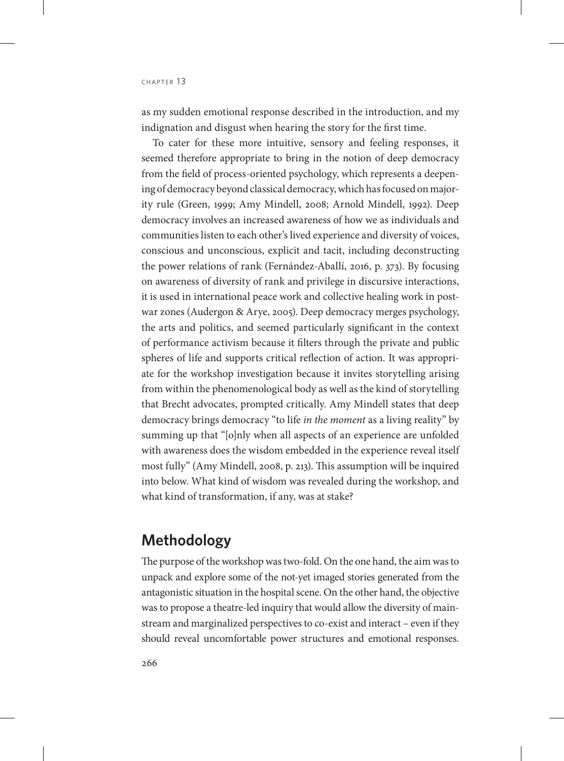as my sudden emotional response described in the introduction, and my indignation and disgust when hearing the story for the first time.

To cater for these more intuitive, sensory and feeling responses, it seemed therefore appropriate to bring in the notion of deep democracy from the field of process-oriented psychology, which represents a deepening of democracy beyond classical democracy, which has focused on majority rule (Green, 1999; Amy Mindell, 2008; Arnold Mindell, 1992). Deep democracy involves an increased awareness of how we as individuals and communities listen to each other's lived experience and diversity of voices, conscious and unconscious, explicit and tacit, including deconstructing the power relations of rank (Fernández-Aballí, 2016, p. 373). By focusing on awareness of diversity of rank and privilege in discursive interactions, it is used in international peace work and collective healing work in post-war zones (Audergon & Arye, 2005). Deep democracy merges psychology, the arts and politics, and seemed particularly significant in the context of performance activism because it filters through the private and public spheres of life and supports critical reflection of action. It was appropriate for the workshop investigation because it invites storytelling arising from within the phenomenological body as well as the kind of storytelling that Brecht advocates, prompted critically. Amy Mindell states that deep democracy brings democracy "to life *in the moment* as a living reality" by summing up that "[o]nly when all aspects of an experience are unfolded with awareness does the wisdom embedded in the experience reveal itself most fully" (Amy Mindell, 2008, p. 213). This assumption will be inquired into below. What kind of wisdom was revealed during the workshop, and what kind of transformation, if any, was at stake?

## Methodology

The purpose of the workshop was two-fold. On the one hand, the aim was to unpack and explore some of the not-yet imaged stories generated from the antagonistic situation in the hospital scene. On the other hand, the objective was to propose a theatre-led inquiry that would allow the diversity of mainstream and marginalized perspectives to co-exist and interact – even if they should reveal uncomfortable power structures and emotional responses.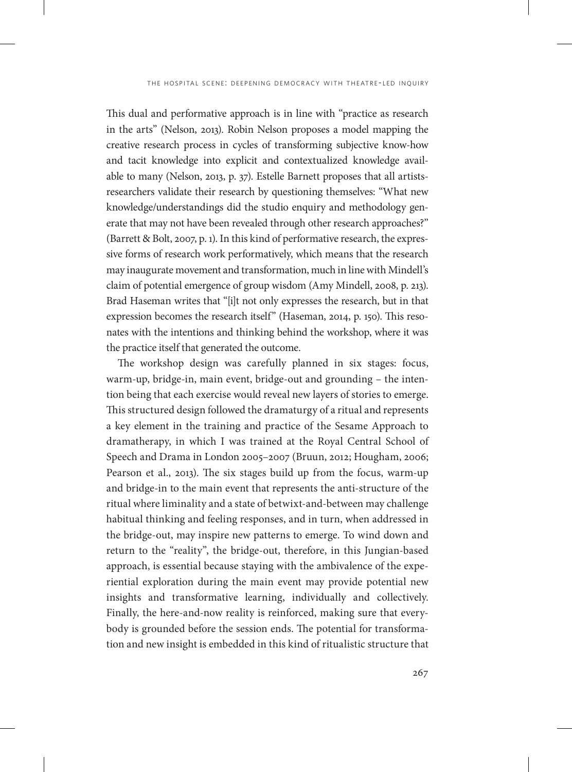This dual and performative approach is in line with "practice as research in the arts" (Nelson, 2013). Robin Nelson proposes a model mapping the creative research process in cycles of transforming subjective know-how and tacit knowledge into explicit and contextualized knowledge available to many (Nelson, 2013, p. 37). Estelle Barnett proposes that all artists-researchers validate their research by questioning themselves: "What new knowledge/understandings did the studio enquiry and methodology generate that may not have been revealed through other research approaches?" (Barrett & Bolt, 2007, p. 1). In this kind of performative research, the expressive forms of research work performatively, which means that the research may inaugurate movement and transformation, much in line with Mindell's claim of potential emergence of group wisdom (Amy Mindell, 2008, p. 213). Brad Haseman writes that "[i]t not only expresses the research, but in that expression becomes the research itself" (Haseman, 2014, p. 150). This resonates with the intentions and thinking behind the workshop, where it was the practice itself that generated the outcome.

The workshop design was carefully planned in six stages: focus, warm-up, bridge-in, main event, bridge-out and grounding – the intention being that each exercise would reveal new layers of stories to emerge. This structured design followed the dramaturgy of a ritual and represents a key element in the training and practice of the Sesame Approach to dramatherapy, in which I was trained at the Royal Central School of Speech and Drama in London 2005–2007 (Bruun, 2012; Hougham, 2006; Pearson et al., 2013). The six stages build up from the focus, warm-up and bridge-in to the main event that represents the anti-structure of the ritual where liminality and a state of betwixt-and-between may challenge habitual thinking and feeling responses, and in turn, when addressed in the bridge-out, may inspire new patterns to emerge. To wind down and return to the "reality", the bridge-out, therefore, in this Jungian-based approach, is essential because staying with the ambivalence of the experiential exploration during the main event may provide potential new insights and transformative learning, individually and collectively. Finally, the here-and-now reality is reinforced, making sure that everybody is grounded before the session ends. The potential for transformation and new insight is embedded in this kind of ritualistic structure that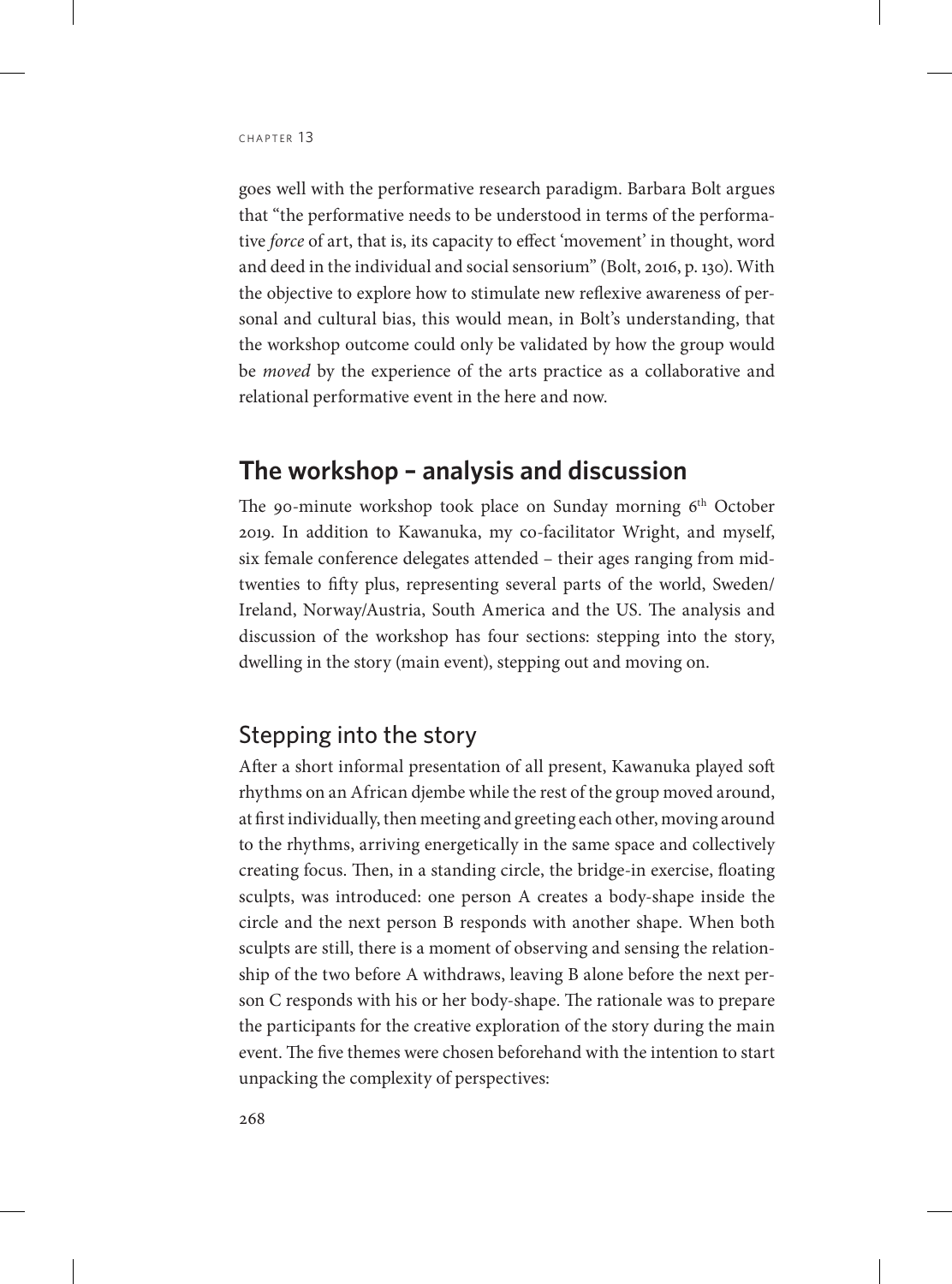goes well with the performative research paradigm. Barbara Bolt argues that "the performative needs to be understood in terms of the performative *force* of art, that is, its capacity to effect 'movement' in thought, word and deed in the individual and social sensorium" (Bolt, 2016, p. 130). With the objective to explore how to stimulate new reflexive awareness of personal and cultural bias, this would mean, in Bolt's understanding, that the workshop outcome could only be validated by how the group would be *moved* by the experience of the arts practice as a collaborative and relational performative event in the here and now.

## The workshop – analysis and discussion

The 90-minute workshop took place on Sunday morning 6th October 2019. In addition to Kawanuka, my co-facilitator Wright, and myself, six female conference delegates attended – their ages ranging from mid-twenties to fifty plus, representing several parts of the world, Sweden/Ireland, Norway/Austria, South America and the US. The analysis and discussion of the workshop has four sections: stepping into the story, dwelling in the story (main event), stepping out and moving on.

### Stepping into the story

After a short informal presentation of all present, Kawanuka played soft rhythms on an African djembe while the rest of the group moved around, at first individually, then meeting and greeting each other, moving around to the rhythms, arriving energetically in the same space and collectively creating focus. Then, in a standing circle, the bridge-in exercise, floating sculpts, was introduced: one person A creates a body-shape inside the circle and the next person B responds with another shape. When both sculpts are still, there is a moment of observing and sensing the relationship of the two before A withdraws, leaving B alone before the next person C responds with his or her body-shape. The rationale was to prepare the participants for the creative exploration of the story during the main event. The five themes were chosen beforehand with the intention to start unpacking the complexity of perspectives: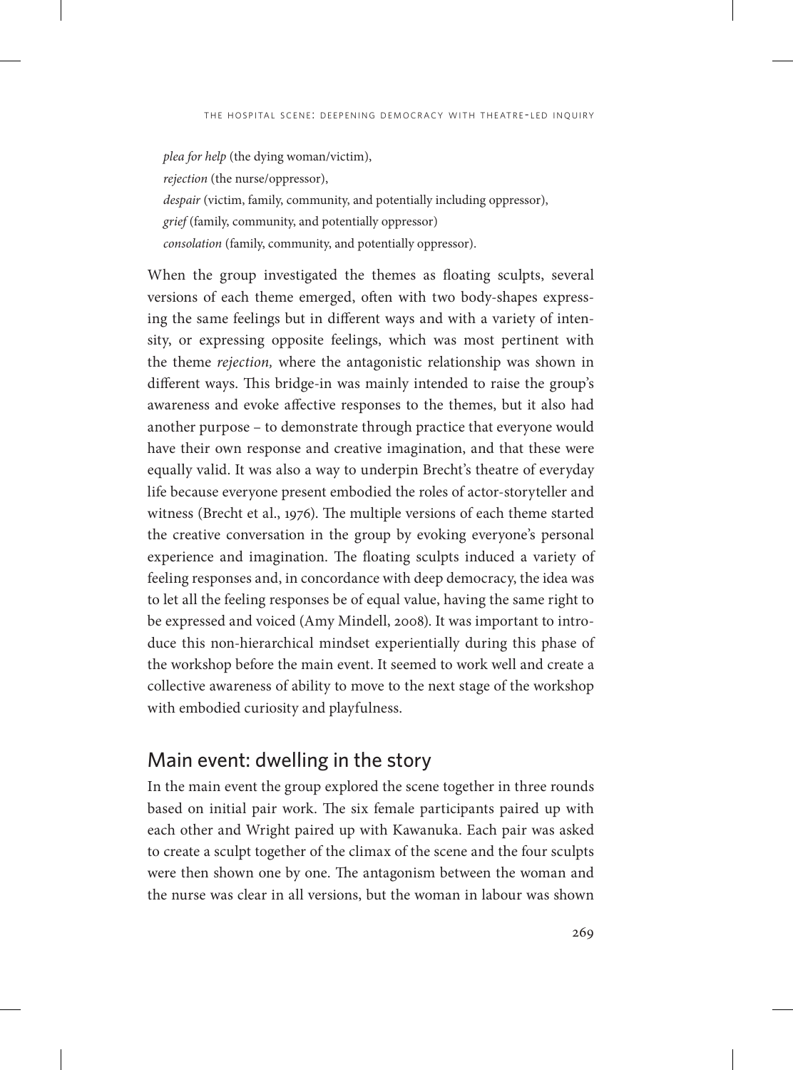*plea for help* (the dying woman/victim),  
*rejection* (the nurse/oppressor),  
*despair* (victim, family, community, and potentially including oppressor),  
*grief* (family, community, and potentially oppressor)  
*consolation* (family, community, and potentially oppressor).

When the group investigated the themes as floating sculpts, several versions of each theme emerged, often with two body-shapes expressing the same feelings but in different ways and with a variety of intensity, or expressing opposite feelings, which was most pertinent with the theme *rejection,* where the antagonistic relationship was shown in different ways. This bridge-in was mainly intended to raise the group's awareness and evoke affective responses to the themes, but it also had another purpose – to demonstrate through practice that everyone would have their own response and creative imagination, and that these were equally valid. It was also a way to underpin Brecht's theatre of everyday life because everyone present embodied the roles of actor-storyteller and witness (Brecht et al., 1976). The multiple versions of each theme started the creative conversation in the group by evoking everyone's personal experience and imagination. The floating sculpts induced a variety of feeling responses and, in concordance with deep democracy, the idea was to let all the feeling responses be of equal value, having the same right to be expressed and voiced (Amy Mindell, 2008). It was important to introduce this non-hierarchical mindset experientially during this phase of the workshop before the main event. It seemed to work well and create a collective awareness of ability to move to the next stage of the workshop with embodied curiosity and playfulness.

## Main event: dwelling in the story

In the main event the group explored the scene together in three rounds based on initial pair work. The six female participants paired up with each other and Wright paired up with Kawanuka. Each pair was asked to create a sculpt together of the climax of the scene and the four sculpts were then shown one by one. The antagonism between the woman and the nurse was clear in all versions, but the woman in labour was shown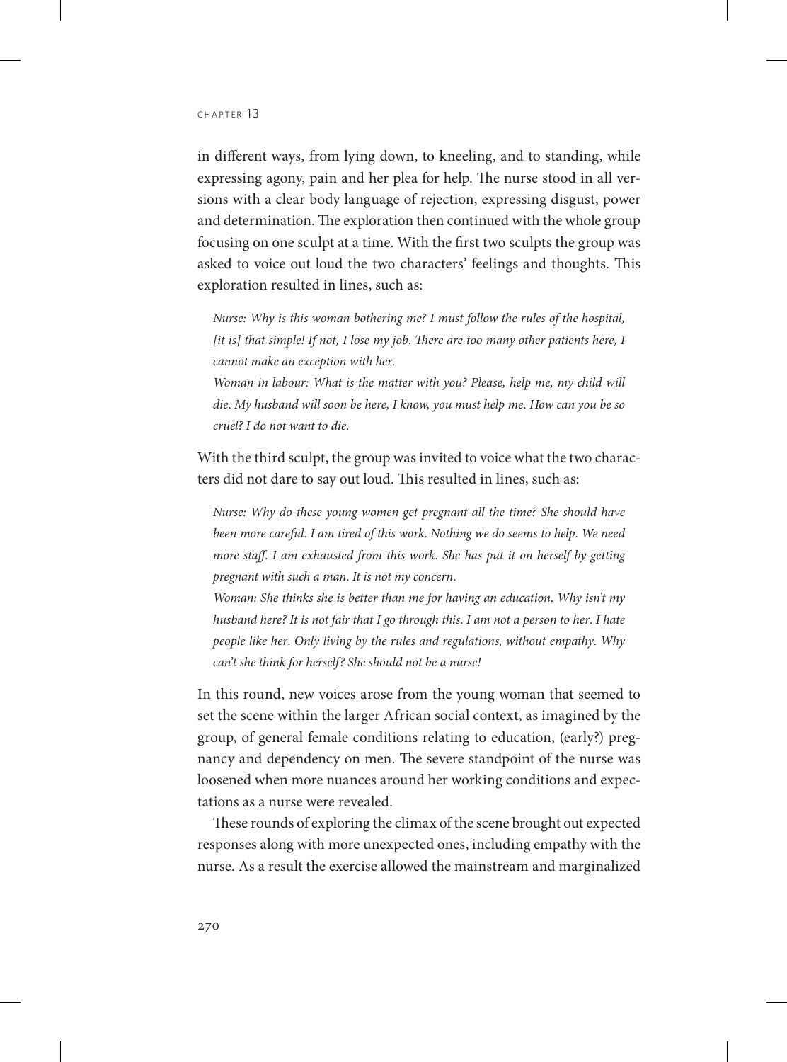in different ways, from lying down, to kneeling, and to standing, while expressing agony, pain and her plea for help. The nurse stood in all versions with a clear body language of rejection, expressing disgust, power and determination. The exploration then continued with the whole group focusing on one sculpt at a time. With the first two sculpts the group was asked to voice out loud the two characters' feelings and thoughts. This exploration resulted in lines, such as:

> *Nurse: Why is this woman bothering me? I must follow the rules of the hospital, [it is] that simple! If not, I lose my job. There are too many other patients here, I cannot make an exception with her.*
>
> *Woman in labour: What is the matter with you? Please, help me, my child will die. My husband will soon be here, I know, you must help me. How can you be so cruel? I do not want to die.*

With the third sculpt, the group was invited to voice what the two characters did not dare to say out loud. This resulted in lines, such as:

> *Nurse: Why do these young women get pregnant all the time? She should have been more careful. I am tired of this work. Nothing we do seems to help. We need more staff. I am exhausted from this work. She has put it on herself by getting pregnant with such a man. It is not my concern.*
>
> *Woman: She thinks she is better than me for having an education. Why isn't my husband here? It is not fair that I go through this. I am not a person to her. I hate people like her. Only living by the rules and regulations, without empathy. Why can't she think for herself? She should not be a nurse!*

In this round, new voices arose from the young woman that seemed to set the scene within the larger African social context, as imagined by the group, of general female conditions relating to education, (early?) pregnancy and dependency on men. The severe standpoint of the nurse was loosened when more nuances around her working conditions and expectations as a nurse were revealed.

These rounds of exploring the climax of the scene brought out expected responses along with more unexpected ones, including empathy with the nurse. As a result the exercise allowed the mainstream and marginalized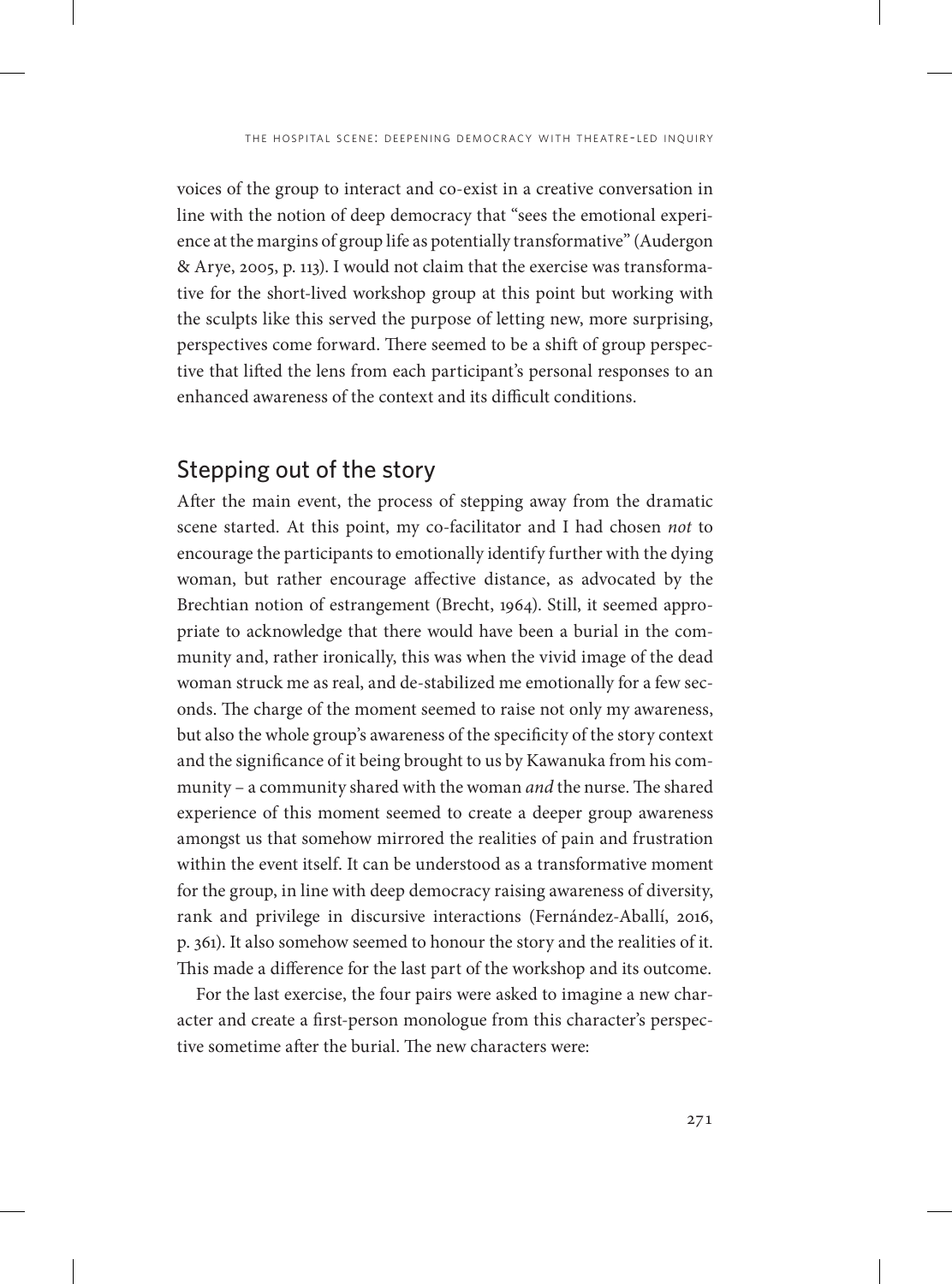voices of the group to interact and co-exist in a creative conversation in line with the notion of deep democracy that "sees the emotional experience at the margins of group life as potentially transformative" (Audergon & Arye, 2005, p. 113). I would not claim that the exercise was transformative for the short-lived workshop group at this point but working with the sculpts like this served the purpose of letting new, more surprising, perspectives come forward. There seemed to be a shift of group perspective that lifted the lens from each participant's personal responses to an enhanced awareness of the context and its difficult conditions.

## Stepping out of the story

After the main event, the process of stepping away from the dramatic scene started. At this point, my co-facilitator and I had chosen *not* to encourage the participants to emotionally identify further with the dying woman, but rather encourage affective distance, as advocated by the Brechtian notion of estrangement (Brecht, 1964). Still, it seemed appropriate to acknowledge that there would have been a burial in the community and, rather ironically, this was when the vivid image of the dead woman struck me as real, and de-stabilized me emotionally for a few seconds. The charge of the moment seemed to raise not only my awareness, but also the whole group's awareness of the specificity of the story context and the significance of it being brought to us by Kawanuka from his community – a community shared with the woman *and* the nurse. The shared experience of this moment seemed to create a deeper group awareness amongst us that somehow mirrored the realities of pain and frustration within the event itself. It can be understood as a transformative moment for the group, in line with deep democracy raising awareness of diversity, rank and privilege in discursive interactions (Fernández-Aballí, 2016, p. 361). It also somehow seemed to honour the story and the realities of it. This made a difference for the last part of the workshop and its outcome.

For the last exercise, the four pairs were asked to imagine a new character and create a first-person monologue from this character's perspective sometime after the burial. The new characters were: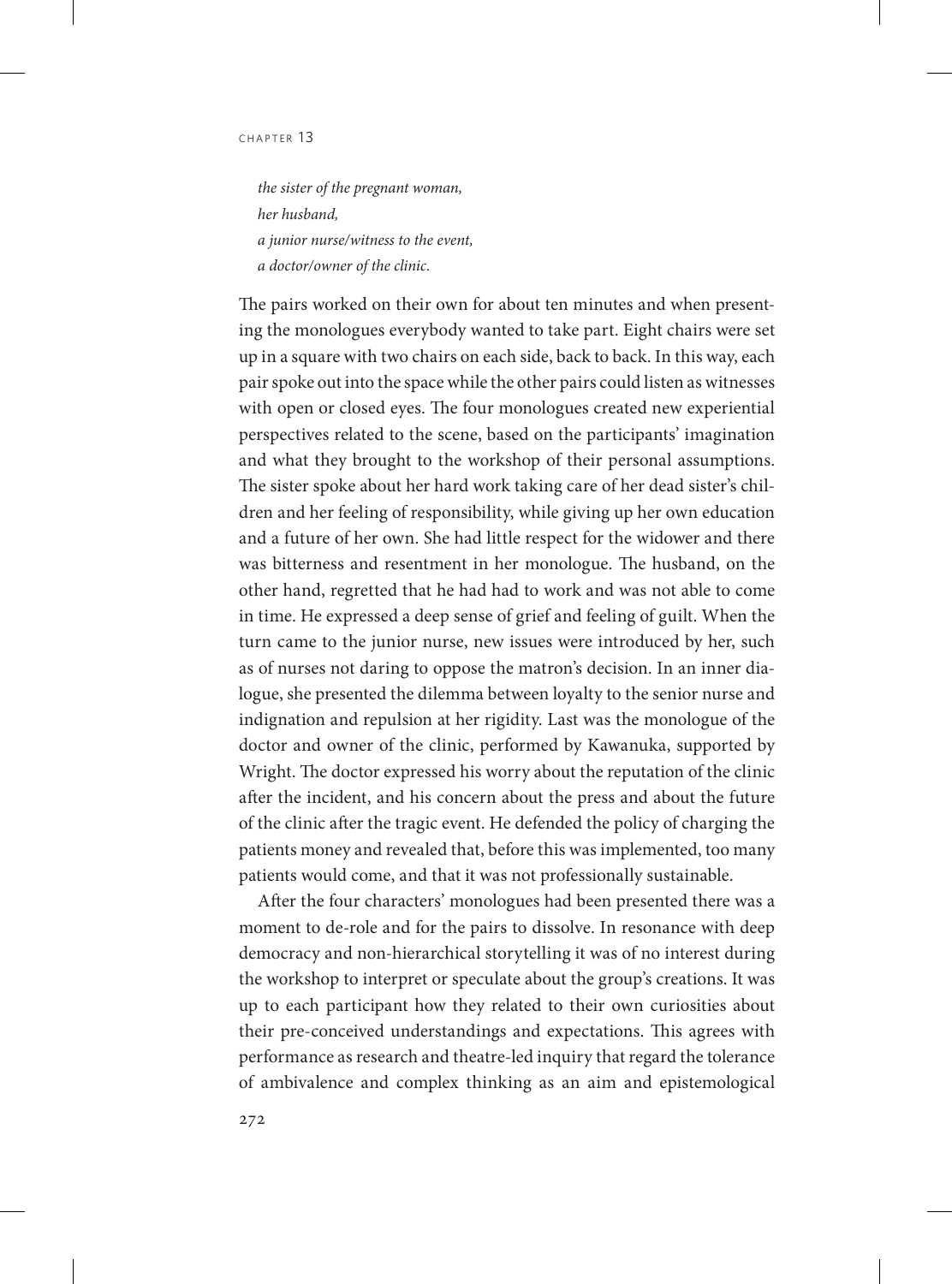*the sister of the pregnant woman,*
*her husband,*
*a junior nurse/witness to the event,*
*a doctor/owner of the clinic.*

The pairs worked on their own for about ten minutes and when presenting the monologues everybody wanted to take part. Eight chairs were set up in a square with two chairs on each side, back to back. In this way, each pair spoke out into the space while the other pairs could listen as witnesses with open or closed eyes. The four monologues created new experiential perspectives related to the scene, based on the participants' imagination and what they brought to the workshop of their personal assumptions. The sister spoke about her hard work taking care of her dead sister's children and her feeling of responsibility, while giving up her own education and a future of her own. She had little respect for the widower and there was bitterness and resentment in her monologue. The husband, on the other hand, regretted that he had had to work and was not able to come in time. He expressed a deep sense of grief and feeling of guilt. When the turn came to the junior nurse, new issues were introduced by her, such as of nurses not daring to oppose the matron's decision. In an inner dialogue, she presented the dilemma between loyalty to the senior nurse and indignation and repulsion at her rigidity. Last was the monologue of the doctor and owner of the clinic, performed by Kawanuka, supported by Wright. The doctor expressed his worry about the reputation of the clinic after the incident, and his concern about the press and about the future of the clinic after the tragic event. He defended the policy of charging the patients money and revealed that, before this was implemented, too many patients would come, and that it was not professionally sustainable.

After the four characters' monologues had been presented there was a moment to de-role and for the pairs to dissolve. In resonance with deep democracy and non-hierarchical storytelling it was of no interest during the workshop to interpret or speculate about the group's creations. It was up to each participant how they related to their own curiosities about their pre-conceived understandings and expectations. This agrees with performance as research and theatre-led inquiry that regard the tolerance of ambivalence and complex thinking as an aim and epistemological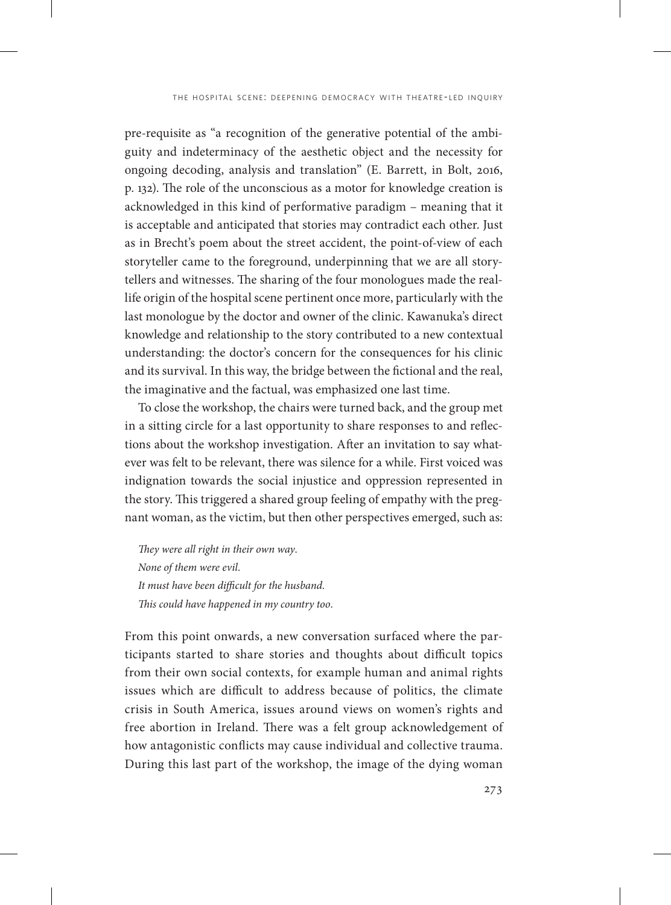pre-requisite as "a recognition of the generative potential of the ambiguity and indeterminacy of the aesthetic object and the necessity for ongoing decoding, analysis and translation" (E. Barrett, in Bolt, 2016, p. 132). The role of the unconscious as a motor for knowledge creation is acknowledged in this kind of performative paradigm – meaning that it is acceptable and anticipated that stories may contradict each other. Just as in Brecht's poem about the street accident, the point-of-view of each storyteller came to the foreground, underpinning that we are all storytellers and witnesses. The sharing of the four monologues made the real-life origin of the hospital scene pertinent once more, particularly with the last monologue by the doctor and owner of the clinic. Kawanuka's direct knowledge and relationship to the story contributed to a new contextual understanding: the doctor's concern for the consequences for his clinic and its survival. In this way, the bridge between the fictional and the real, the imaginative and the factual, was emphasized one last time.

To close the workshop, the chairs were turned back, and the group met in a sitting circle for a last opportunity to share responses to and reflections about the workshop investigation. After an invitation to say whatever was felt to be relevant, there was silence for a while. First voiced was indignation towards the social injustice and oppression represented in the story. This triggered a shared group feeling of empathy with the pregnant woman, as the victim, but then other perspectives emerged, such as:

*They were all right in their own way.*
*None of them were evil.*
*It must have been difficult for the husband.*
*This could have happened in my country too.*

From this point onwards, a new conversation surfaced where the participants started to share stories and thoughts about difficult topics from their own social contexts, for example human and animal rights issues which are difficult to address because of politics, the climate crisis in South America, issues around views on women's rights and free abortion in Ireland. There was a felt group acknowledgement of how antagonistic conflicts may cause individual and collective trauma. During this last part of the workshop, the image of the dying woman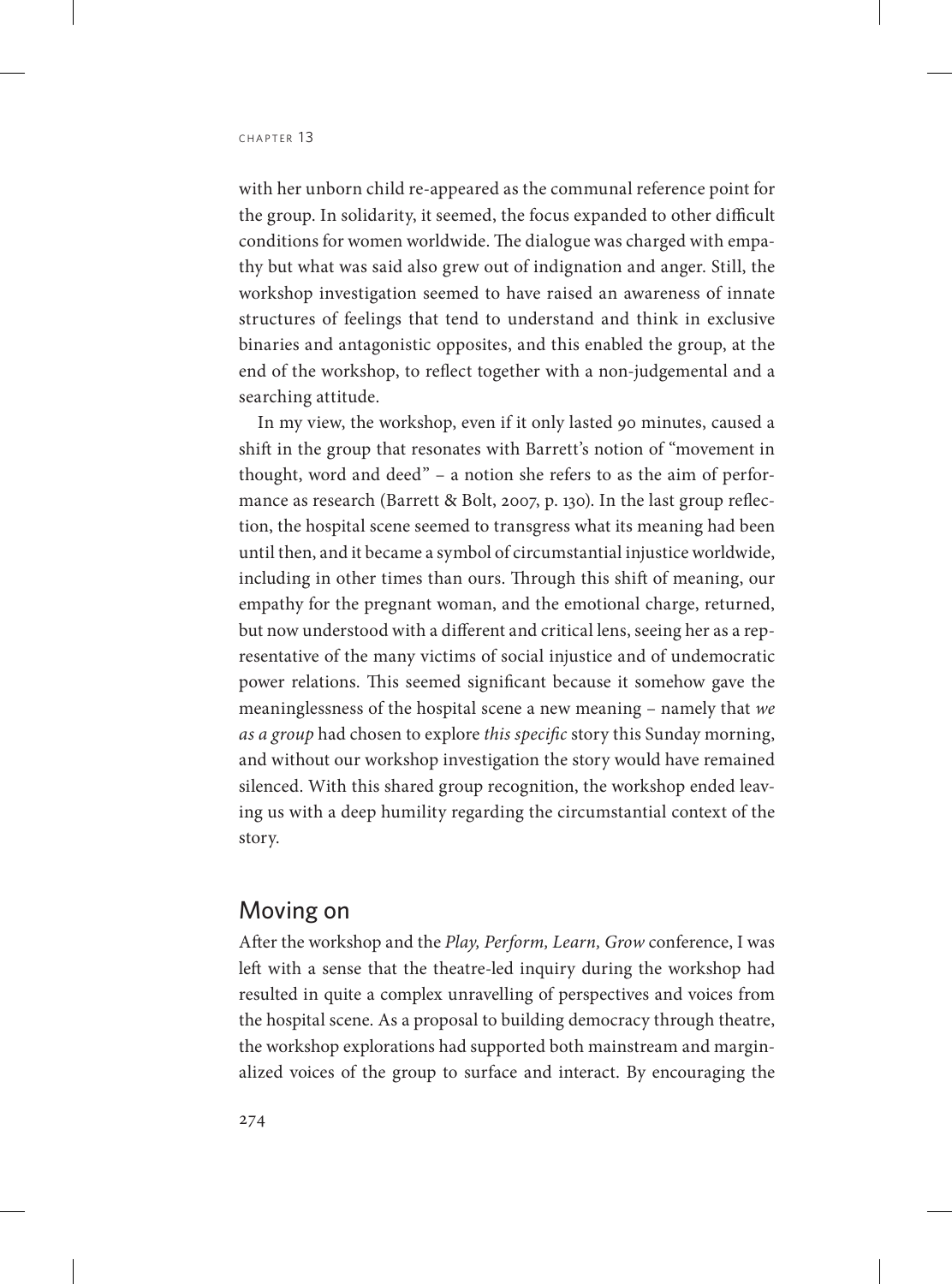with her unborn child re-appeared as the communal reference point for the group. In solidarity, it seemed, the focus expanded to other difficult conditions for women worldwide. The dialogue was charged with empathy but what was said also grew out of indignation and anger. Still, the workshop investigation seemed to have raised an awareness of innate structures of feelings that tend to understand and think in exclusive binaries and antagonistic opposites, and this enabled the group, at the end of the workshop, to reflect together with a non-judgemental and a searching attitude.

In my view, the workshop, even if it only lasted 90 minutes, caused a shift in the group that resonates with Barrett's notion of "movement in thought, word and deed" – a notion she refers to as the aim of performance as research (Barrett & Bolt, 2007, p. 130). In the last group reflection, the hospital scene seemed to transgress what its meaning had been until then, and it became a symbol of circumstantial injustice worldwide, including in other times than ours. Through this shift of meaning, our empathy for the pregnant woman, and the emotional charge, returned, but now understood with a different and critical lens, seeing her as a representative of the many victims of social injustice and of undemocratic power relations. This seemed significant because it somehow gave the meaninglessness of the hospital scene a new meaning – namely that *we as a group* had chosen to explore *this specific* story this Sunday morning, and without our workshop investigation the story would have remained silenced. With this shared group recognition, the workshop ended leaving us with a deep humility regarding the circumstantial context of the story.

## Moving on

After the workshop and the *Play, Perform, Learn, Grow* conference, I was left with a sense that the theatre-led inquiry during the workshop had resulted in quite a complex unravelling of perspectives and voices from the hospital scene. As a proposal to building democracy through theatre, the workshop explorations had supported both mainstream and marginalized voices of the group to surface and interact. By encouraging the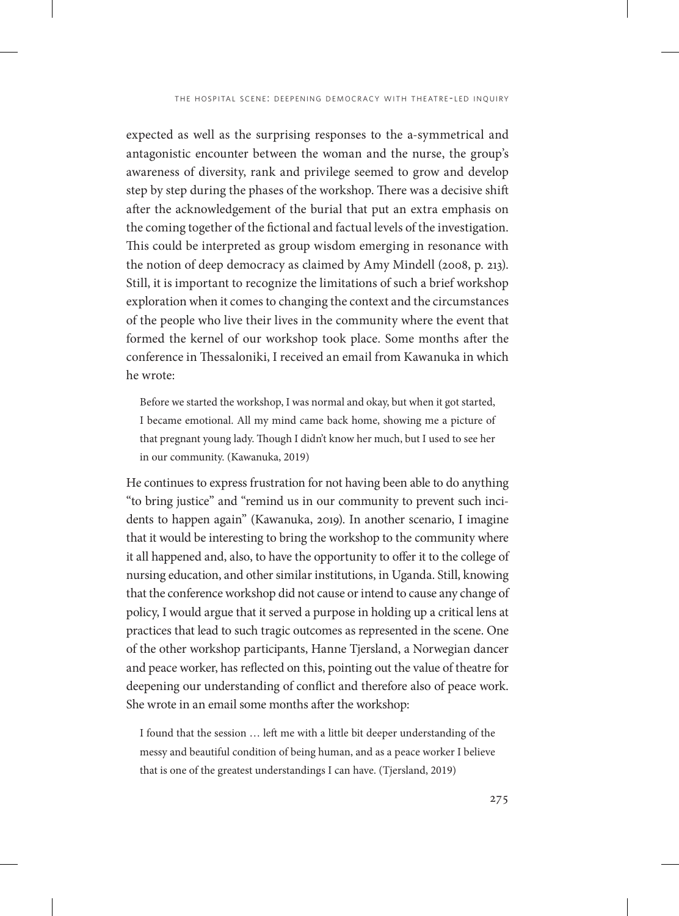expected as well as the surprising responses to the a-symmetrical and antagonistic encounter between the woman and the nurse, the group's awareness of diversity, rank and privilege seemed to grow and develop step by step during the phases of the workshop. There was a decisive shift after the acknowledgement of the burial that put an extra emphasis on the coming together of the fictional and factual levels of the investigation. This could be interpreted as group wisdom emerging in resonance with the notion of deep democracy as claimed by Amy Mindell (2008, p. 213). Still, it is important to recognize the limitations of such a brief workshop exploration when it comes to changing the context and the circumstances of the people who live their lives in the community where the event that formed the kernel of our workshop took place. Some months after the conference in Thessaloniki, I received an email from Kawanuka in which he wrote:

> Before we started the workshop, I was normal and okay, but when it got started, I became emotional. All my mind came back home, showing me a picture of that pregnant young lady. Though I didn't know her much, but I used to see her in our community. (Kawanuka, 2019)

He continues to express frustration for not having been able to do anything "to bring justice" and "remind us in our community to prevent such incidents to happen again" (Kawanuka, 2019). In another scenario, I imagine that it would be interesting to bring the workshop to the community where it all happened and, also, to have the opportunity to offer it to the college of nursing education, and other similar institutions, in Uganda. Still, knowing that the conference workshop did not cause or intend to cause any change of policy, I would argue that it served a purpose in holding up a critical lens at practices that lead to such tragic outcomes as represented in the scene. One of the other workshop participants, Hanne Tjersland, a Norwegian dancer and peace worker, has reflected on this, pointing out the value of theatre for deepening our understanding of conflict and therefore also of peace work. She wrote in an email some months after the workshop:

> I found that the session … left me with a little bit deeper understanding of the messy and beautiful condition of being human, and as a peace worker I believe that is one of the greatest understandings I can have. (Tjersland, 2019)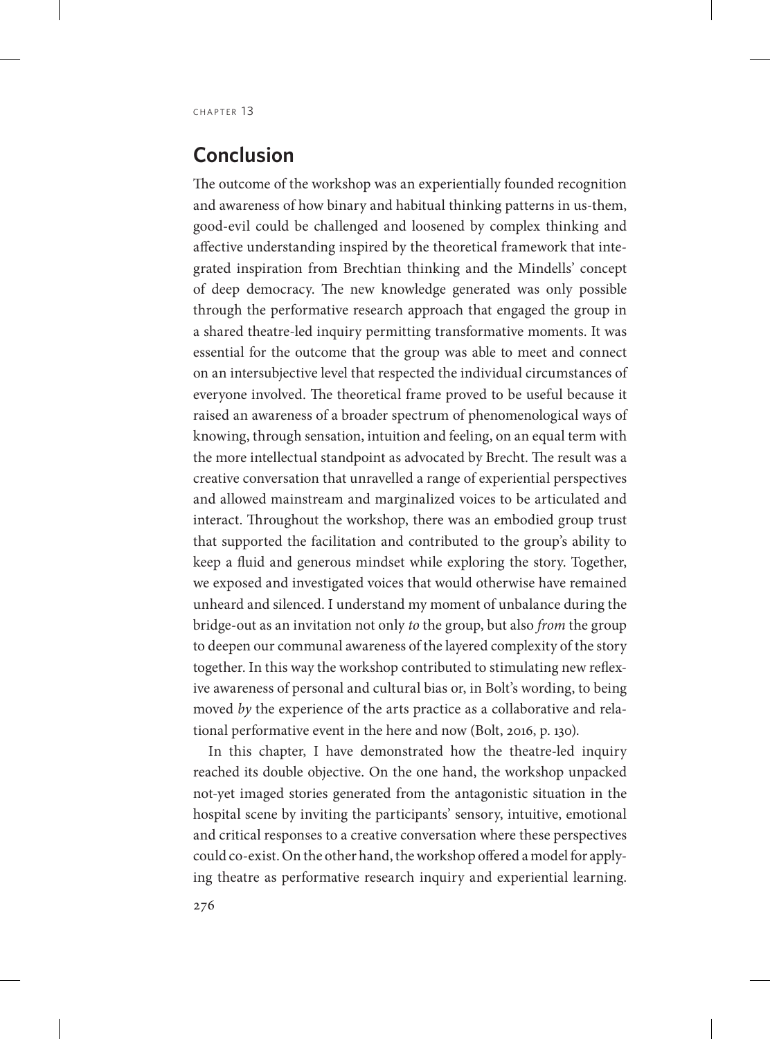## Conclusion

The outcome of the workshop was an experientially founded recognition and awareness of how binary and habitual thinking patterns in us-them, good-evil could be challenged and loosened by complex thinking and affective understanding inspired by the theoretical framework that integrated inspiration from Brechtian thinking and the Mindells' concept of deep democracy. The new knowledge generated was only possible through the performative research approach that engaged the group in a shared theatre-led inquiry permitting transformative moments. It was essential for the outcome that the group was able to meet and connect on an intersubjective level that respected the individual circumstances of everyone involved. The theoretical frame proved to be useful because it raised an awareness of a broader spectrum of phenomenological ways of knowing, through sensation, intuition and feeling, on an equal term with the more intellectual standpoint as advocated by Brecht. The result was a creative conversation that unravelled a range of experiential perspectives and allowed mainstream and marginalized voices to be articulated and interact. Throughout the workshop, there was an embodied group trust that supported the facilitation and contributed to the group's ability to keep a fluid and generous mindset while exploring the story. Together, we exposed and investigated voices that would otherwise have remained unheard and silenced. I understand my moment of unbalance during the bridge-out as an invitation not only *to* the group, but also *from* the group to deepen our communal awareness of the layered complexity of the story together. In this way the workshop contributed to stimulating new reflexive awareness of personal and cultural bias or, in Bolt's wording, to being moved *by* the experience of the arts practice as a collaborative and relational performative event in the here and now (Bolt, 2016, p. 130).

In this chapter, I have demonstrated how the theatre-led inquiry reached its double objective. On the one hand, the workshop unpacked not-yet imaged stories generated from the antagonistic situation in the hospital scene by inviting the participants' sensory, intuitive, emotional and critical responses to a creative conversation where these perspectives could co-exist. On the other hand, the workshop offered a model for applying theatre as performative research inquiry and experiential learning.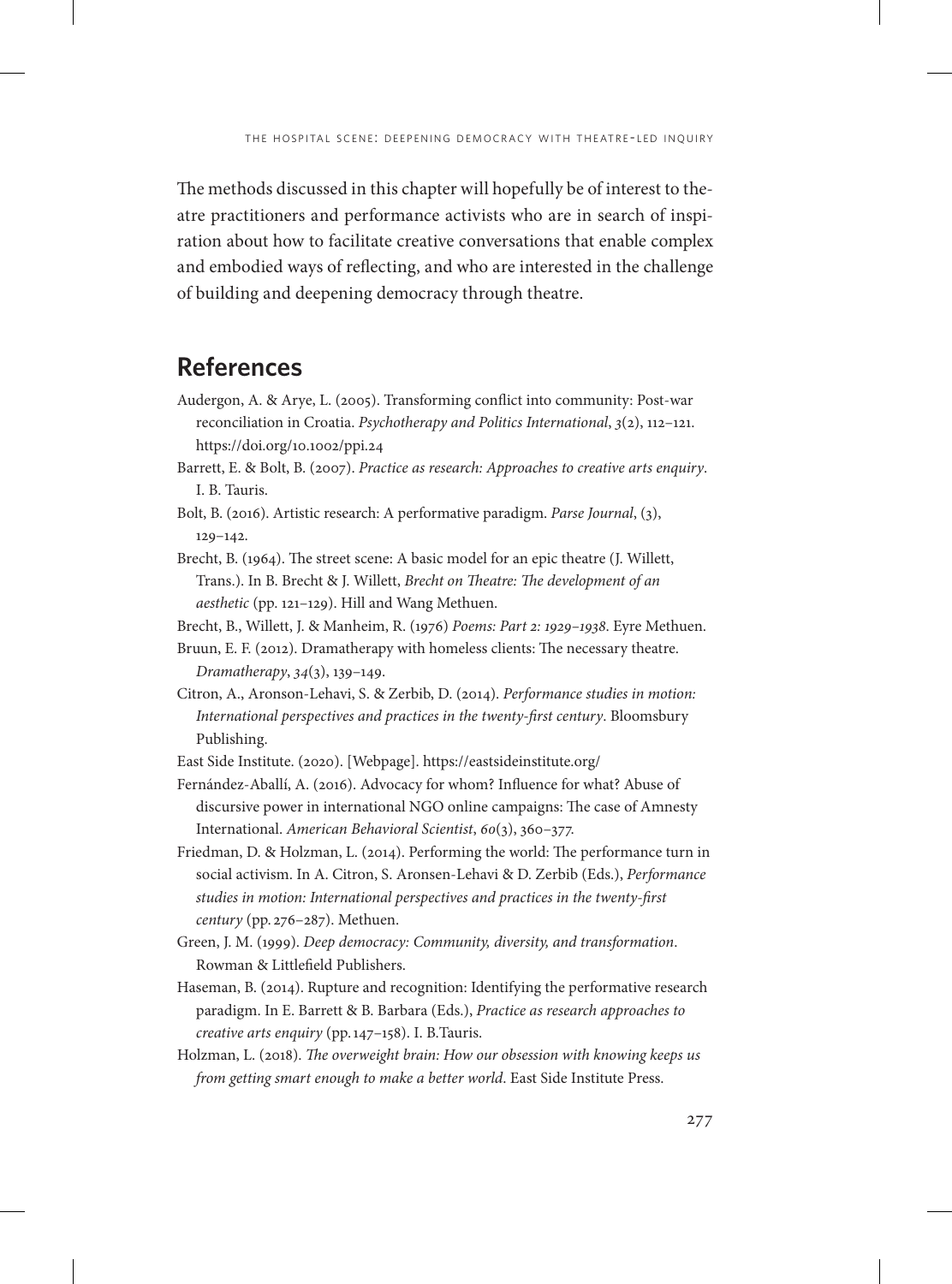The methods discussed in this chapter will hopefully be of interest to theatre practitioners and performance activists who are in search of inspiration about how to facilitate creative conversations that enable complex and embodied ways of reflecting, and who are interested in the challenge of building and deepening democracy through theatre.

## References

Audergon, A. & Arye, L. (2005). Transforming conflict into community: Post-war reconciliation in Croatia. *Psychotherapy and Politics International*, *3*(2), 112–121. https://doi.org/10.1002/ppi.24

Barrett, E. & Bolt, B. (2007). *Practice as research: Approaches to creative arts enquiry*. I. B. Tauris.

Bolt, B. (2016). Artistic research: A performative paradigm. *Parse Journal*, (3), 129–142.

Brecht, B. (1964). The street scene: A basic model for an epic theatre (J. Willett, Trans.). In B. Brecht & J. Willett, *Brecht on Theatre: The development of an aesthetic* (pp. 121–129). Hill and Wang Methuen.

Brecht, B., Willett, J. & Manheim, R. (1976) *Poems: Part 2: 1929–1938*. Eyre Methuen.

Bruun, E. F. (2012). Dramatherapy with homeless clients: The necessary theatre. *Dramatherapy*, *34*(3), 139–149.

Citron, A., Aronson-Lehavi, S. & Zerbib, D. (2014). *Performance studies in motion: International perspectives and practices in the twenty-first century*. Bloomsbury Publishing.

East Side Institute. (2020). [Webpage]. https://eastsideinstitute.org/

Fernández-Aballí, A. (2016). Advocacy for whom? Influence for what? Abuse of discursive power in international NGO online campaigns: The case of Amnesty International. *American Behavioral Scientist*, *60*(3), 360–377.

Friedman, D. & Holzman, L. (2014). Performing the world: The performance turn in social activism. In A. Citron, S. Aronsen-Lehavi & D. Zerbib (Eds.), *Performance studies in motion: International perspectives and practices in the twenty-first century* (pp. 276–287). Methuen.

Green, J. M. (1999). *Deep democracy: Community, diversity, and transformation*. Rowman & Littlefield Publishers.

Haseman, B. (2014). Rupture and recognition: Identifying the performative research paradigm. In E. Barrett & B. Barbara (Eds.), *Practice as research approaches to creative arts enquiry* (pp. 147–158). I. B.Tauris.

Holzman, L. (2018). *The overweight brain: How our obsession with knowing keeps us from getting smart enough to make a better world*. East Side Institute Press.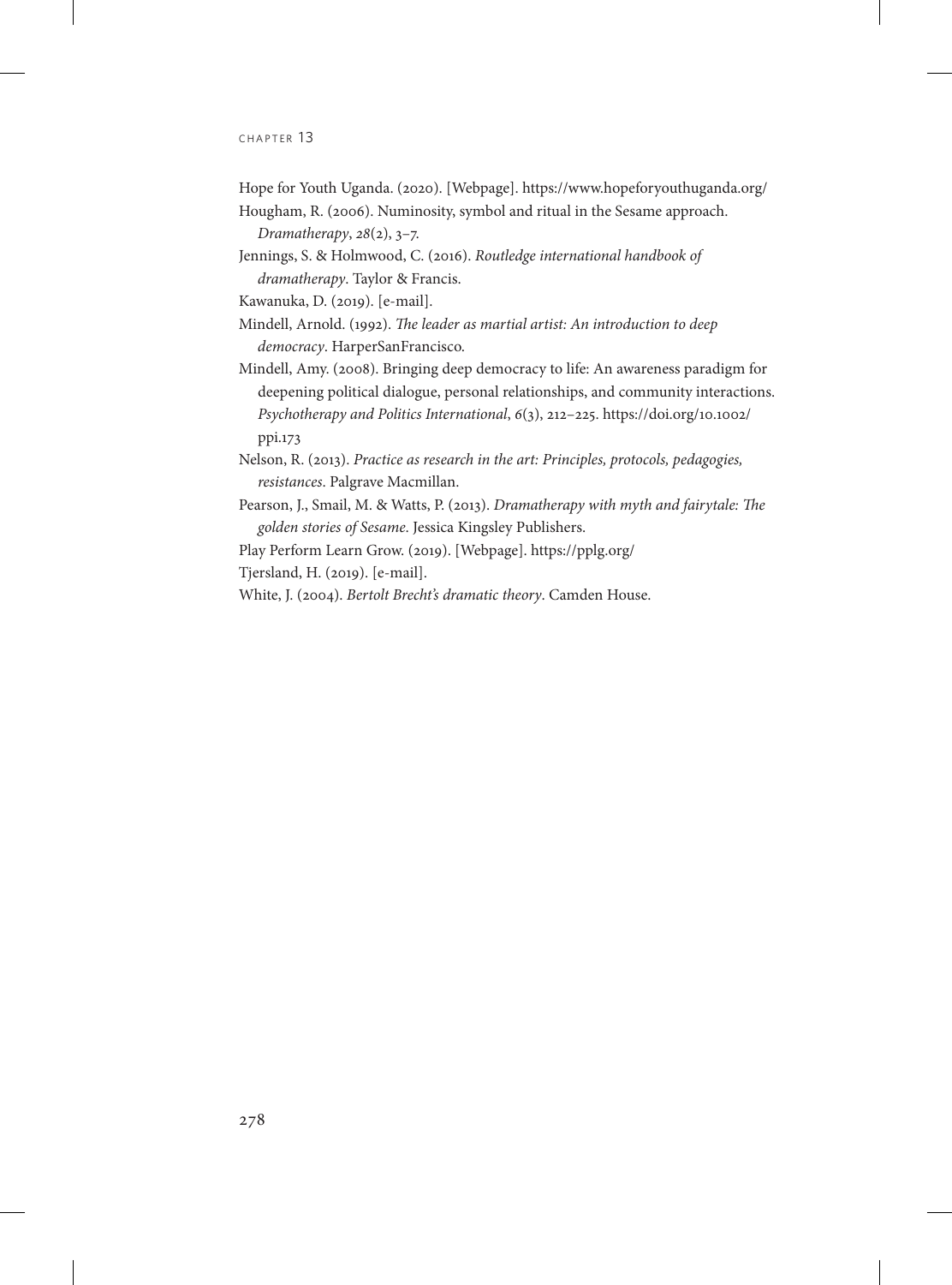Hope for Youth Uganda. (2020). [Webpage]. https://www.hopeforyouthuganda.org/

Hougham, R. (2006). Numinosity, symbol and ritual in the Sesame approach. *Dramatherapy*, *28*(2), 3–7.

Jennings, S. & Holmwood, C. (2016). *Routledge international handbook of dramatherapy*. Taylor & Francis.

Kawanuka, D. (2019). [e-mail].

Mindell, Arnold. (1992). *The leader as martial artist: An introduction to deep democracy*. HarperSanFrancisco.

Mindell, Amy. (2008). Bringing deep democracy to life: An awareness paradigm for deepening political dialogue, personal relationships, and community interactions. *Psychotherapy and Politics International*, *6*(3), 212–225. https://doi.org/10.1002/ppi.173

Nelson, R. (2013). *Practice as research in the art: Principles, protocols, pedagogies, resistances*. Palgrave Macmillan.

Pearson, J., Smail, M. & Watts, P. (2013). *Dramatherapy with myth and fairytale: The golden stories of Sesame*. Jessica Kingsley Publishers.

Play Perform Learn Grow. (2019). [Webpage]. https://pplg.org/

Tjersland, H. (2019). [e-mail].

White, J. (2004). *Bertolt Brecht's dramatic theory*. Camden House.